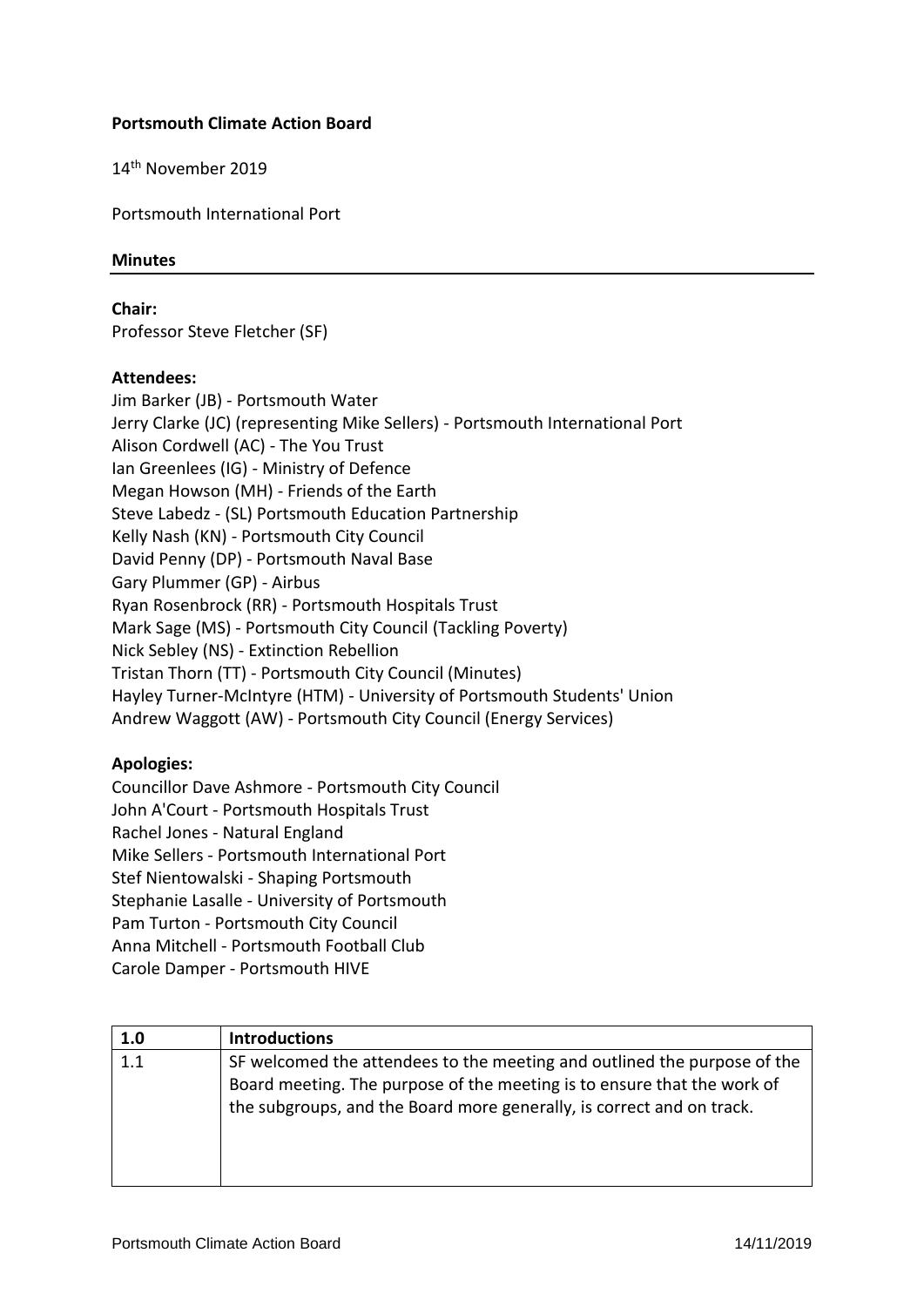**Portsmouth Climate Action Board**

14th November 2019

Portsmouth International Port

**Minutes**

**Chair:**
Professor Steve Fletcher (SF)

**Attendees:**
Jim Barker (JB) - Portsmouth Water
Jerry Clarke (JC) (representing Mike Sellers) - Portsmouth International Port
Alison Cordwell (AC) - The You Trust
Ian Greenlees (IG) - Ministry of Defence
Megan Howson (MH) - Friends of the Earth
Steve Labedz - (SL) Portsmouth Education Partnership
Kelly Nash (KN) - Portsmouth City Council
David Penny (DP) - Portsmouth Naval Base
Gary Plummer (GP) - Airbus
Ryan Rosenbrock (RR) - Portsmouth Hospitals Trust
Mark Sage (MS) - Portsmouth City Council (Tackling Poverty)
Nick Sebley (NS) - Extinction Rebellion
Tristan Thorn (TT) - Portsmouth City Council (Minutes)
Hayley Turner-McIntyre (HTM) - University of Portsmouth Students' Union
Andrew Waggott (AW) - Portsmouth City Council (Energy Services)

**Apologies:**
Councillor Dave Ashmore - Portsmouth City Council
John A'Court - Portsmouth Hospitals Trust
Rachel Jones - Natural England
Mike Sellers - Portsmouth International Port
Stef Nientowalski - Shaping Portsmouth
Stephanie Lasalle - University of Portsmouth
Pam Turton - Portsmouth City Council
Anna Mitchell - Portsmouth Football Club
Carole Damper - Portsmouth HIVE

| 1.0 | **Introductions** |
|---|---|
| 1.1 | SF welcomed the attendees to the meeting and outlined the purpose of the Board meeting. The purpose of the meeting is to ensure that the work of the subgroups, and the Board more generally, is correct and on track. |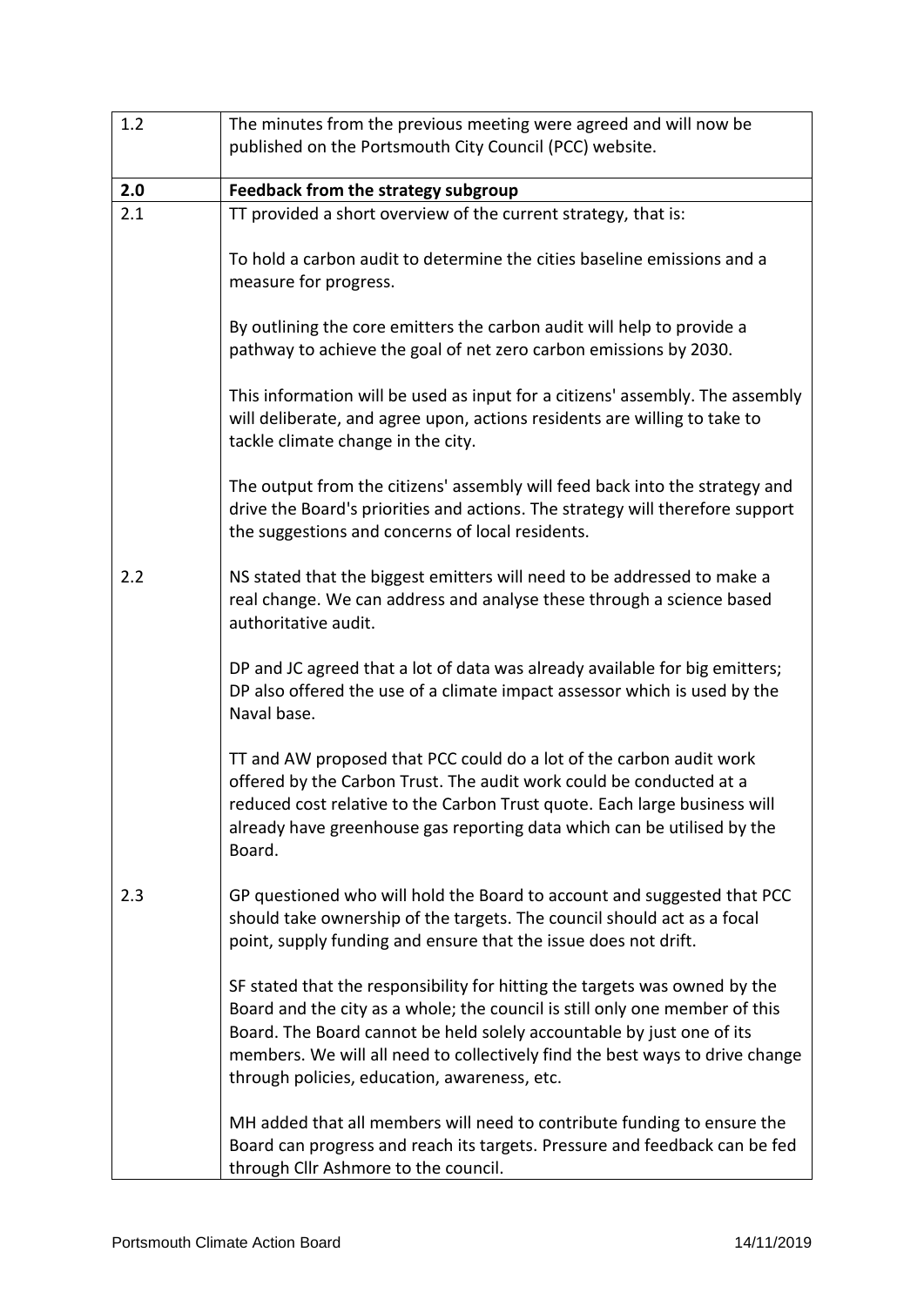| 1.2 | The minutes from the previous meeting were agreed and will now be published on the Portsmouth City Council (PCC) website. |
| --- | --- |
| **2.0** | **Feedback from the strategy subgroup** |
| 2.1 | TT provided a short overview of the current strategy, that is:<br><br>To hold a carbon audit to determine the cities baseline emissions and a measure for progress.<br><br>By outlining the core emitters the carbon audit will help to provide a pathway to achieve the goal of net zero carbon emissions by 2030.<br><br>This information will be used as input for a citizens' assembly. The assembly will deliberate, and agree upon, actions residents are willing to take to tackle climate change in the city.<br><br>The output from the citizens' assembly will feed back into the strategy and drive the Board's priorities and actions. The strategy will therefore support the suggestions and concerns of local residents. |
| 2.2 | NS stated that the biggest emitters will need to be addressed to make a real change. We can address and analyse these through a science based authoritative audit.<br><br>DP and JC agreed that a lot of data was already available for big emitters; DP also offered the use of a climate impact assessor which is used by the Naval base.<br><br>TT and AW proposed that PCC could do a lot of the carbon audit work offered by the Carbon Trust. The audit work could be conducted at a reduced cost relative to the Carbon Trust quote. Each large business will already have greenhouse gas reporting data which can be utilised by the Board. |
| 2.3 | GP questioned who will hold the Board to account and suggested that PCC should take ownership of the targets. The council should act as a focal point, supply funding and ensure that the issue does not drift.<br><br>SF stated that the responsibility for hitting the targets was owned by the Board and the city as a whole; the council is still only one member of this Board. The Board cannot be held solely accountable by just one of its members. We will all need to collectively find the best ways to drive change through policies, education, awareness, etc.<br><br>MH added that all members will need to contribute funding to ensure the Board can progress and reach its targets. Pressure and feedback can be fed through Cllr Ashmore to the council. |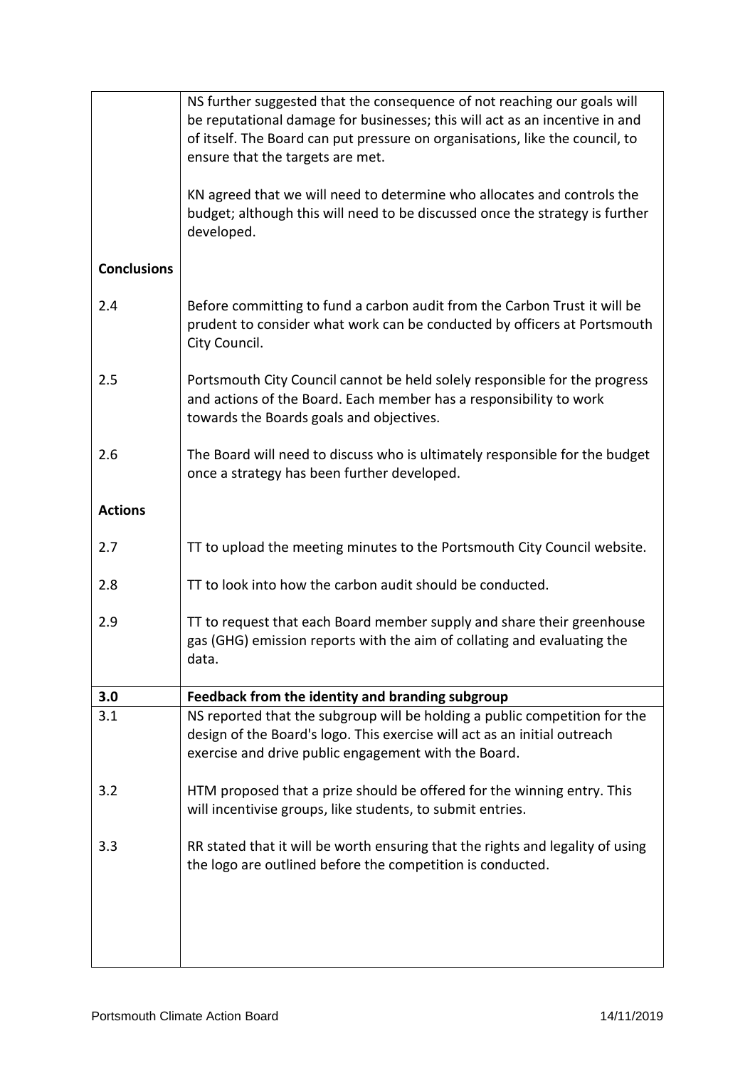| | |
|---|---|
| | NS further suggested that the consequence of not reaching our goals will be reputational damage for businesses; this will act as an incentive in and of itself. The Board can put pressure on organisations, like the council, to ensure that the targets are met.<br><br>KN agreed that we will need to determine who allocates and controls the budget; although this will need to be discussed once the strategy is further developed. |
| **Conclusions** | |
| 2.4 | Before committing to fund a carbon audit from the Carbon Trust it will be prudent to consider what work can be conducted by officers at Portsmouth City Council. |
| 2.5 | Portsmouth City Council cannot be held solely responsible for the progress and actions of the Board. Each member has a responsibility to work towards the Boards goals and objectives. |
| 2.6 | The Board will need to discuss who is ultimately responsible for the budget once a strategy has been further developed. |
| **Actions** | |
| 2.7 | TT to upload the meeting minutes to the Portsmouth City Council website. |
| 2.8 | TT to look into how the carbon audit should be conducted. |
| 2.9 | TT to request that each Board member supply and share their greenhouse gas (GHG) emission reports with the aim of collating and evaluating the data. |
| **3.0** | **Feedback from the identity and branding subgroup** |
| 3.1 | NS reported that the subgroup will be holding a public competition for the design of the Board's logo. This exercise will act as an initial outreach exercise and drive public engagement with the Board. |
| 3.2 | HTM proposed that a prize should be offered for the winning entry. This will incentivise groups, like students, to submit entries. |
| 3.3 | RR stated that it will be worth ensuring that the rights and legality of using the logo are outlined before the competition is conducted. |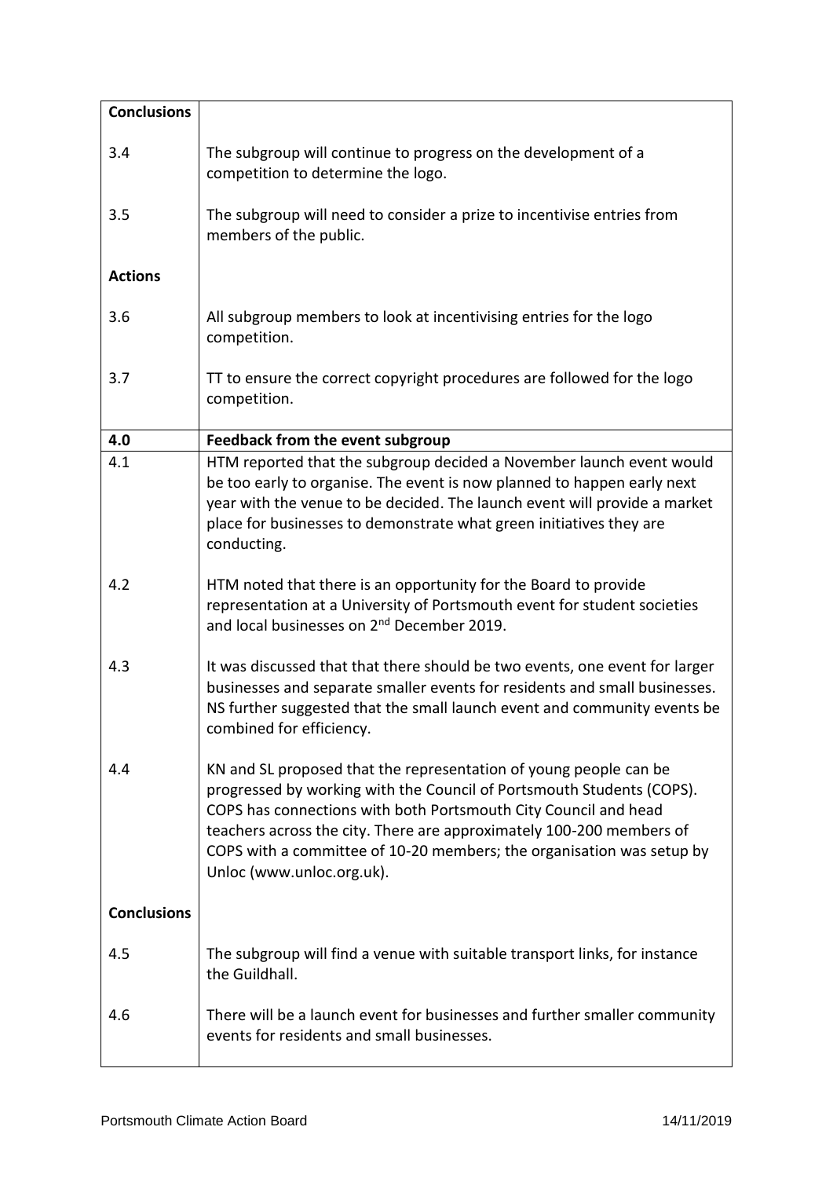| | |
|---|---|
| **Conclusions** | |
| 3.4 | The subgroup will continue to progress on the development of a competition to determine the logo. |
| 3.5 | The subgroup will need to consider a prize to incentivise entries from members of the public. |
| **Actions** | |
| 3.6 | All subgroup members to look at incentivising entries for the logo competition. |
| 3.7 | TT to ensure the correct copyright procedures are followed for the logo competition. |
| **4.0** | **Feedback from the event subgroup** |
| 4.1 | HTM reported that the subgroup decided a November launch event would be too early to organise. The event is now planned to happen early next year with the venue to be decided. The launch event will provide a market place for businesses to demonstrate what green initiatives they are conducting. |
| 4.2 | HTM noted that there is an opportunity for the Board to provide representation at a University of Portsmouth event for student societies and local businesses on 2nd December 2019. |
| 4.3 | It was discussed that that there should be two events, one event for larger businesses and separate smaller events for residents and small businesses. NS further suggested that the small launch event and community events be combined for efficiency. |
| 4.4 | KN and SL proposed that the representation of young people can be progressed by working with the Council of Portsmouth Students (COPS). COPS has connections with both Portsmouth City Council and head teachers across the city. There are approximately 100-200 members of COPS with a committee of 10-20 members; the organisation was setup by Unloc (www.unloc.org.uk). |
| **Conclusions** | |
| 4.5 | The subgroup will find a venue with suitable transport links, for instance the Guildhall. |
| 4.6 | There will be a launch event for businesses and further smaller community events for residents and small businesses. |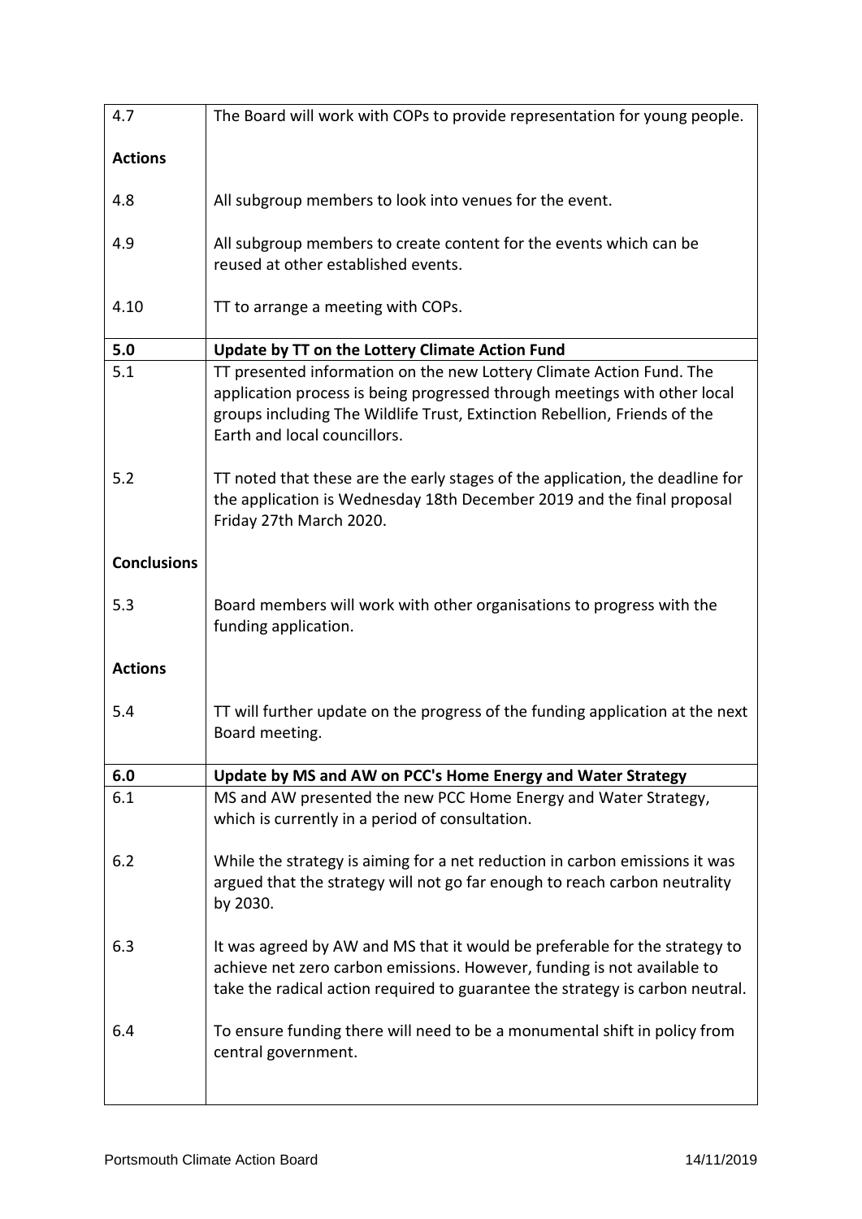| | |
|---|---|
| 4.7 | The Board will work with COPs to provide representation for young people. |
| **Actions** | |
| 4.8 | All subgroup members to look into venues for the event. |
| 4.9 | All subgroup members to create content for the events which can be reused at other established events. |
| 4.10 | TT to arrange a meeting with COPs. |
| **5.0** | **Update by TT on the Lottery Climate Action Fund** |
| 5.1 | TT presented information on the new Lottery Climate Action Fund. The application process is being progressed through meetings with other local groups including The Wildlife Trust, Extinction Rebellion, Friends of the Earth and local councillors. |
| 5.2 | TT noted that these are the early stages of the application, the deadline for the application is Wednesday 18th December 2019 and the final proposal Friday 27th March 2020. |
| **Conclusions** | |
| 5.3 | Board members will work with other organisations to progress with the funding application. |
| **Actions** | |
| 5.4 | TT will further update on the progress of the funding application at the next Board meeting. |
| **6.0** | **Update by MS and AW on PCC's Home Energy and Water Strategy** |
| 6.1 | MS and AW presented the new PCC Home Energy and Water Strategy, which is currently in a period of consultation. |
| 6.2 | While the strategy is aiming for a net reduction in carbon emissions it was argued that the strategy will not go far enough to reach carbon neutrality by 2030. |
| 6.3 | It was agreed by AW and MS that it would be preferable for the strategy to achieve net zero carbon emissions. However, funding is not available to take the radical action required to guarantee the strategy is carbon neutral. |
| 6.4 | To ensure funding there will need to be a monumental shift in policy from central government. |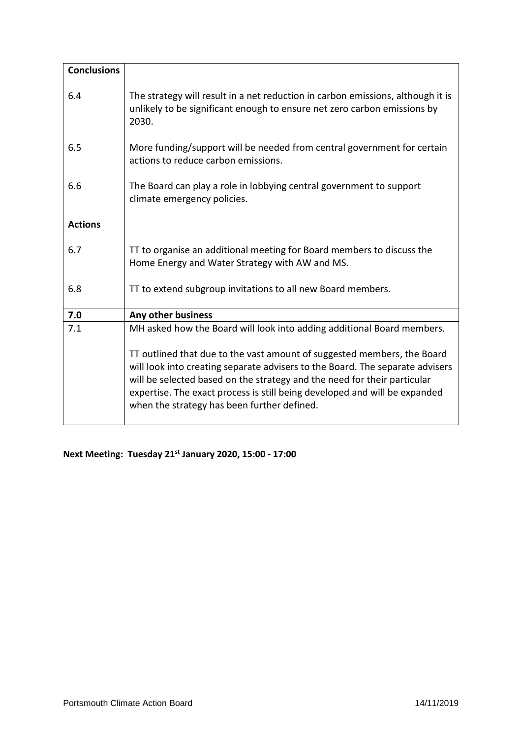| | |
|---|---|
| **Conclusions** | |
| 6.4 | The strategy will result in a net reduction in carbon emissions, although it is unlikely to be significant enough to ensure net zero carbon emissions by 2030. |
| 6.5 | More funding/support will be needed from central government for certain actions to reduce carbon emissions. |
| 6.6 | The Board can play a role in lobbying central government to support climate emergency policies. |
| **Actions** | |
| 6.7 | TT to organise an additional meeting for Board members to discuss the Home Energy and Water Strategy with AW and MS. |
| 6.8 | TT to extend subgroup invitations to all new Board members. |
| **7.0** | **Any other business** |
| 7.1 | MH asked how the Board will look into adding additional Board members.<br><br>TT outlined that due to the vast amount of suggested members, the Board will look into creating separate advisers to the Board. The separate advisers will be selected based on the strategy and the need for their particular expertise. The exact process is still being developed and will be expanded when the strategy has been further defined. |

**Next Meeting: Tuesday 21st January 2020, 15:00 - 17:00**